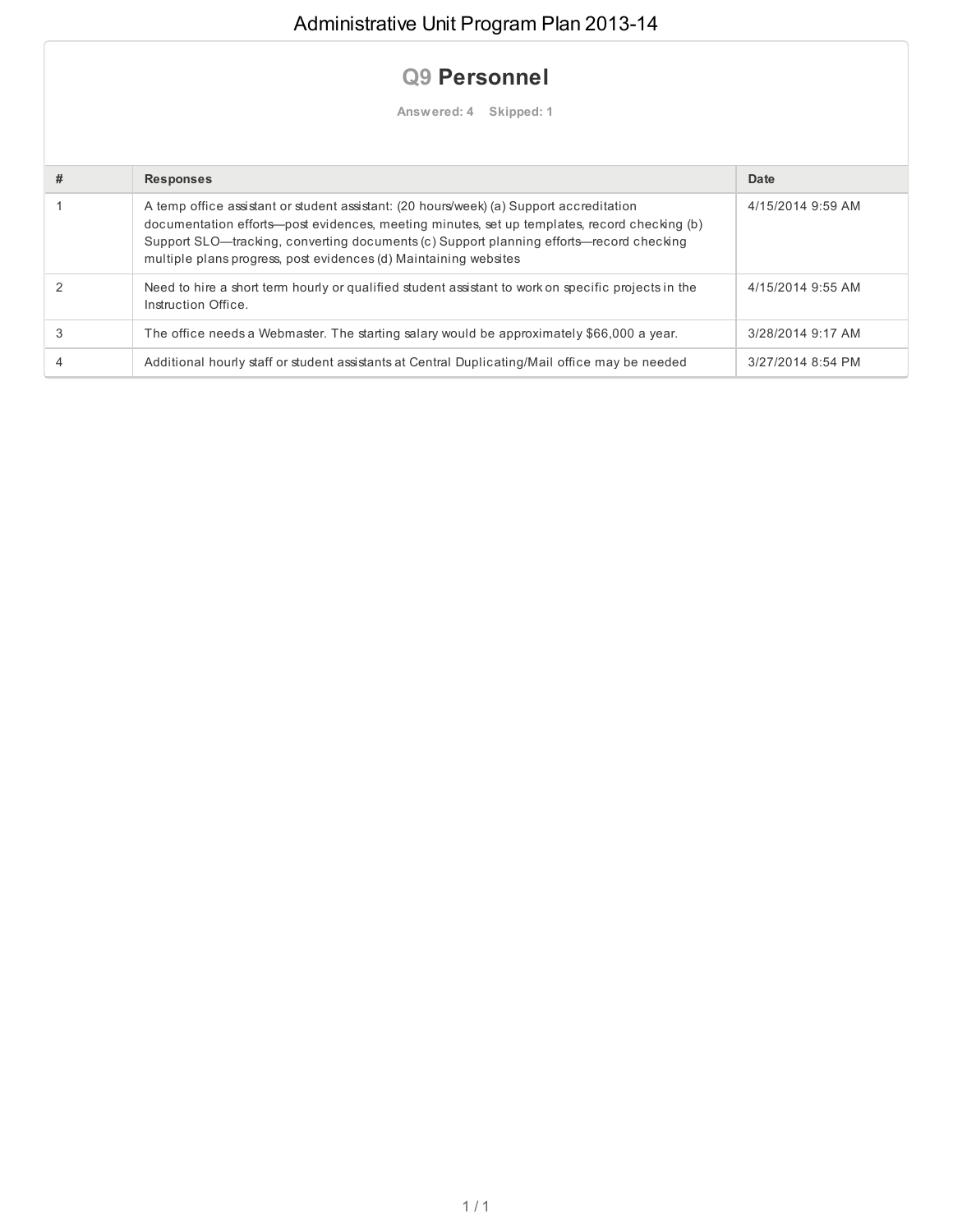# Administrative Unit Program Plan 2013-14

## Q9 Personnel

**Answered: 4 Skipped: 1**

| # | Responses | Date |
|---|---|---|
| 1 | A temp office assistant or student assistant: (20 hours/week) (a) Support accreditation documentation efforts—post evidences, meeting minutes, set up templates, record checking (b) Support SLO—tracking, converting documents (c) Support planning efforts—record checking multiple plans progress, post evidences (d) Maintaining websites | 4/15/2014 9:59 AM |
| 2 | Need to hire a short term hourly or qualified student assistant to work on specific projects in the Instruction Office. | 4/15/2014 9:55 AM |
| 3 | The office needs a Webmaster. The starting salary would be approximately $66,000 a year. | 3/28/2014 9:17 AM |
| 4 | Additional hourly staff or student assistants at Central Duplicating/Mail office may be needed | 3/27/2014 8:54 PM |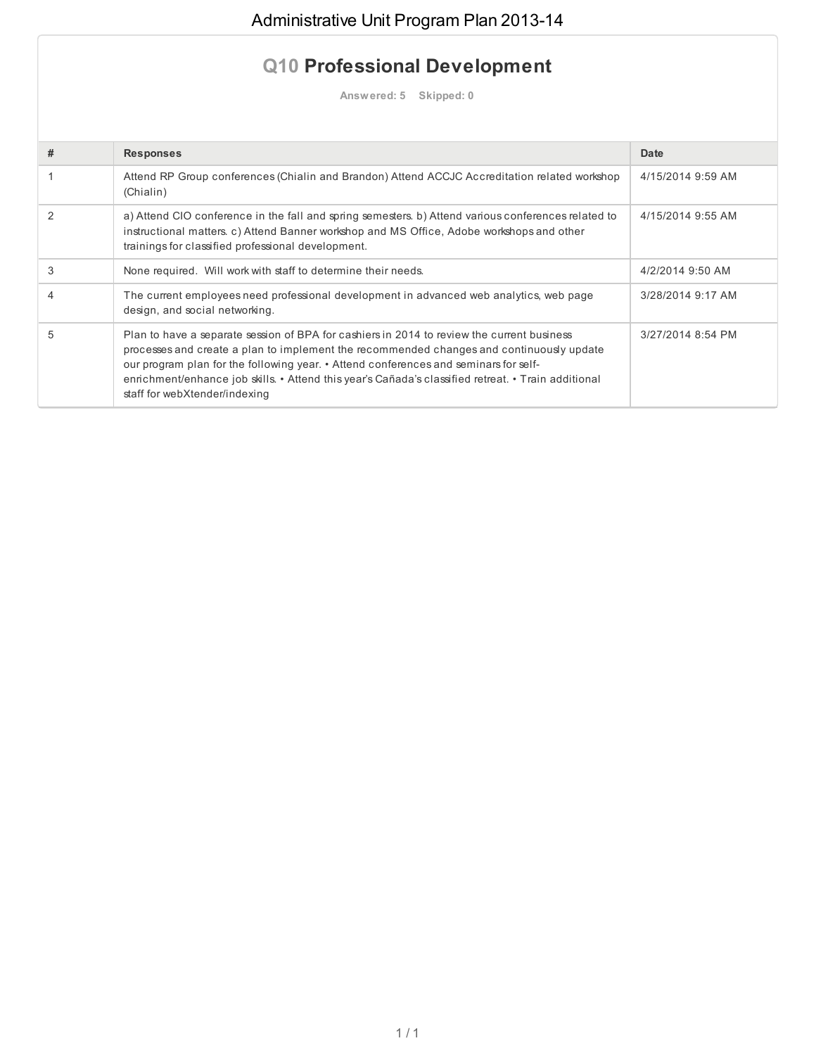# Administrative Unit Program Plan 2013-14

## Q10 Professional Development

Answered: 5 Skipped: 0

| # | Responses | Date |
|---|---|---|
| 1 | Attend RP Group conferences (Chialin and Brandon) Attend ACCJC Accreditation related workshop (Chialin) | 4/15/2014 9:59 AM |
| 2 | a) Attend CIO conference in the fall and spring semesters. b) Attend various conferences related to instructional matters. c) Attend Banner workshop and MS Office, Adobe workshops and other trainings for classified professional development. | 4/15/2014 9:55 AM |
| 3 | None required. Will work with staff to determine their needs. | 4/2/2014 9:50 AM |
| 4 | The current employees need professional development in advanced web analytics, web page design, and social networking. | 3/28/2014 9:17 AM |
| 5 | Plan to have a separate session of BPA for cashiers in 2014 to review the current business processes and create a plan to implement the recommended changes and continuously update our program plan for the following year. • Attend conferences and seminars for self-enrichment/enhance job skills. • Attend this year's Cañada's classified retreat. • Train additional staff for webXtender/indexing | 3/27/2014 8:54 PM |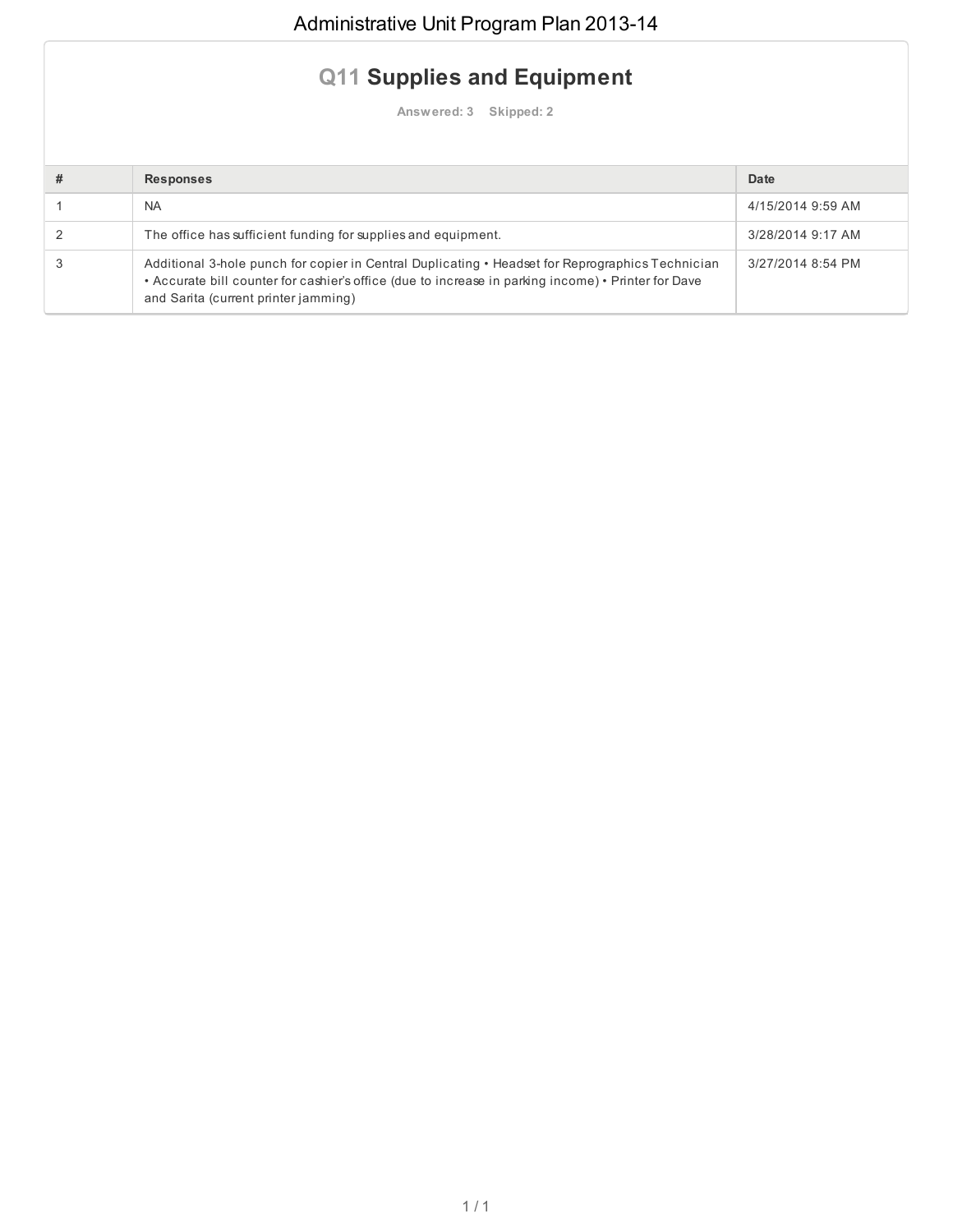# Administrative Unit Program Plan 2013-14

## Q11 Supplies and Equipment

Answered: 3 Skipped: 2

| # | Responses | Date |
|---|---|---|
| 1 | NA | 4/15/2014 9:59 AM |
| 2 | The office has sufficient funding for supplies and equipment. | 3/28/2014 9:17 AM |
| 3 | Additional 3-hole punch for copier in Central Duplicating • Headset for Reprographics Technician • Accurate bill counter for cashier's office (due to increase in parking income) • Printer for Dave and Sarita (current printer jamming) | 3/27/2014 8:54 PM |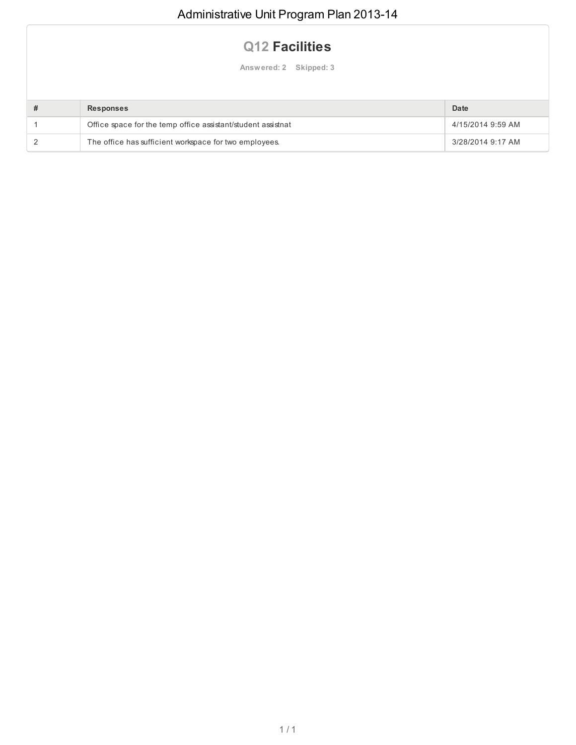## Q12 Facilities

Answered: 2 Skipped: 3

| # | Responses | Date |
|---|---|---|
| 1 | Office space for the temp office assistant/student assistnat | 4/15/2014 9:59 AM |
| 2 | The office has sufficient workspace for two employees. | 3/28/2014 9:17 AM |